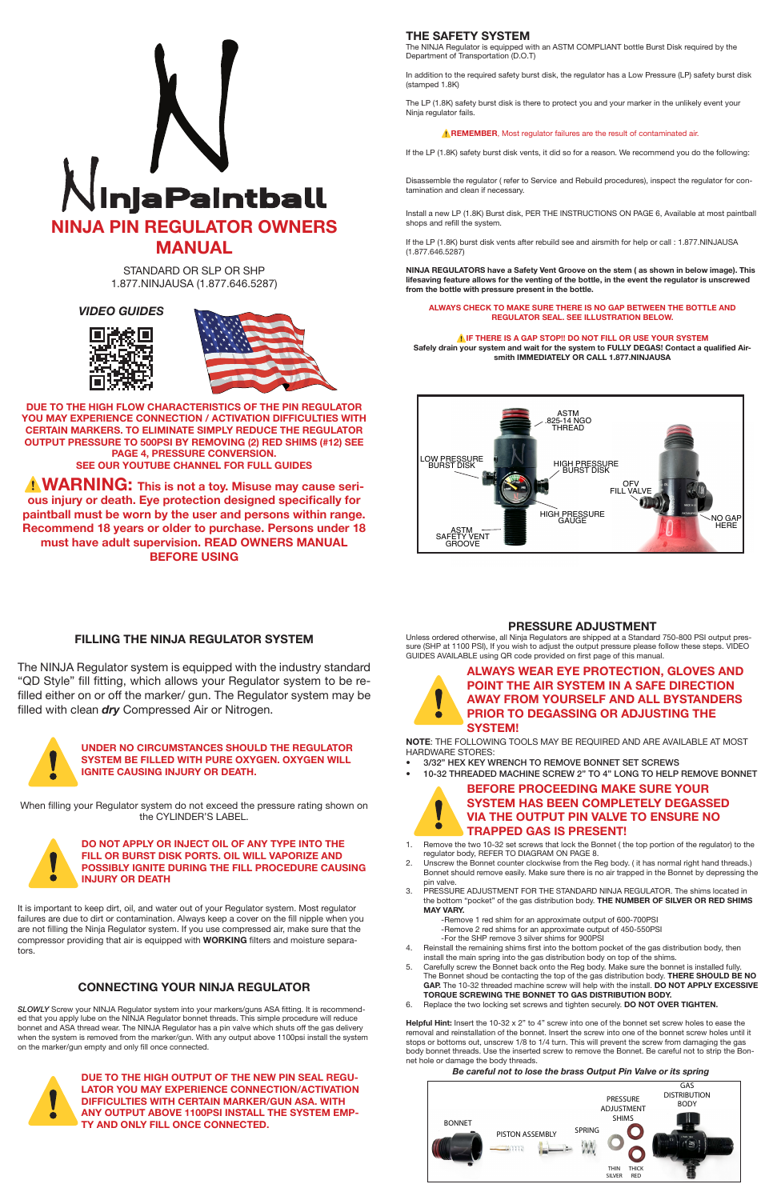# NinjaPaintball

# NINJA PIN REGULATOR OWNERS MANUAL

STANDARD OR SLP OR SHP
1.877.NINJAUSA (1.877.646.5287)

***VIDEO GUIDES***

**DUE TO THE HIGH FLOW CHARACTERISTICS OF THE PIN REGULATOR YOU MAY EXPERIENCE CONNECTION / ACTIVATION DIFFICULTIES WITH CERTAIN MARKERS. TO ELIMINATE SIMPLY REDUCE THE REGULATOR OUTPUT PRESSURE TO 500PSI BY REMOVING (2) RED SHIMS (#12) SEE PAGE 4, PRESSURE CONVERSION. SEE OUR YOUTUBE CHANNEL FOR FULL GUIDES**

**⚠WARNING: This is not a toy. Misuse may cause serious injury or death. Eye protection designed specifically for paintball must be worn by the user and persons within range. Recommend 18 years or older to purchase. Persons under 18 must have adult supervision. READ OWNERS MANUAL BEFORE USING**

## THE SAFETY SYSTEM

The NINJA Regulator is equipped with an ASTM COMPLIANT bottle Burst Disk required by the Department of Transportation (D.O.T)

In addition to the required safety burst disk, the regulator has a Low Pressure (LP) safety burst disk (stamped 1.8K)

The LP (1.8K) safety burst disk is there to protect you and your marker in the unlikely event your Ninja regulator fails.

⚠**REMEMBER**, Most regulator failures are the result of contaminated air.

If the LP (1.8K) safety burst disk vents, it did so for a reason. We recommend you do the following:

Disassemble the regulator ( refer to Service and Rebuild procedures), inspect the regulator for contamination and clean if necessary.

Install a new LP (1.8K) Burst disk, PER THE INSTRUCTIONS ON PAGE 6, Available at most paintball shops and refill the system.

If the LP (1.8K) burst disk vents after rebuild see and airsmith for help or call : 1.877.NINJAUSA (1.877.646.5287)

**NINJA REGULATORS have a Safety Vent Groove on the stem ( as shown in below image). This lifesaving feature allows for the venting of the bottle, in the event the regulator is unscrewed from the bottle with pressure present in the bottle.**

**ALWAYS CHECK TO MAKE SURE THERE IS NO GAP BETWEEN THE BOTTLE AND REGULATOR SEAL. SEE ILLUSTRATION BELOW.**

**⚠IF THERE IS A GAP STOP!! DO NOT FILL OR USE YOUR SYSTEM**
**Safely drain your system and wait for the system to FULLY DEGAS! Contact a qualified Airsmith IMMEDIATELY OR CALL 1.877.NINJAUSA**

ASTM .825-14 NGO THREAD | LOW PRESSURE BURST DISK | HIGH PRESSURE BURST DISK | OFV FILL VALVE | HIGH PRESSURE GAUGE | ASTM SAFETY VENT GROOVE | NO GAP HERE

## FILLING THE NINJA REGULATOR SYSTEM

The NINJA Regulator system is equipped with the industry standard "QD Style" fill fitting, which allows your Regulator system to be refilled either on or off the marker/ gun. The Regulator system may be filled with clean ***dry*** Compressed Air or Nitrogen.

**UNDER NO CIRCUMSTANCES SHOULD THE REGULATOR SYSTEM BE FILLED WITH PURE OXYGEN. OXYGEN WILL IGNITE CAUSING INJURY OR DEATH.**

When filling your Regulator system do not exceed the pressure rating shown on the CYLINDER'S LABEL.

**DO NOT APPLY OR INJECT OIL OF ANY TYPE INTO THE FILL OR BURST DISK PORTS. OIL WILL VAPORIZE AND POSSIBLY IGNITE DURING THE FILL PROCEDURE CAUSING INJURY OR DEATH**

It is important to keep dirt, oil, and water out of your Regulator system. Most regulator failures are due to dirt or contamination. Always keep a cover on the fill nipple when you are not filling the Ninja Regulator system. If you use compressed air, make sure that the compressor providing that air is equipped with **WORKING** filters and moisture separators.

## CONNECTING YOUR NINJA REGULATOR

***SLOWLY*** Screw your NINJA Regulator system into your markers/guns ASA fitting. It is recommended that you apply lube on the NINJA Regulator bonnet threads. This simple procedure will reduce bonnet and ASA thread wear. The NINJA Regulator has a pin valve which shuts off the gas delivery when the system is removed from the marker/gun. With any output above 1100psi install the system on the marker/gun empty and only fill once connected.

**DUE TO THE HIGH OUTPUT OF THE NEW PIN SEAL REGULATOR YOU MAY EXPERIENCE CONNECTION/ACTIVATION DIFFICULTIES WITH CERTAIN MARKER/GUN ASA. WITH ANY OUTPUT ABOVE 1100PSI INSTALL THE SYSTEM EMPTY AND ONLY FILL ONCE CONNECTED.**

## PRESSURE ADJUSTMENT

Unless ordered otherwise, all Ninja Regulators are shipped at a Standard 750-800 PSI output pressure (SHP at 1100 PSI), If you wish to adjust the output pressure please follow these steps. VIDEO GUIDES AVAILABLE using QR code provided on first page of this manual.

**ALWAYS WEAR EYE PROTECTION, GLOVES AND POINT THE AIR SYSTEM IN A SAFE DIRECTION AWAY FROM YOURSELF AND ALL BYSTANDERS PRIOR TO DEGASSING OR ADJUSTING THE SYSTEM!**

**NOTE**: THE FOLLOWING TOOLS MAY BE REQUIRED AND ARE AVAILABLE AT MOST HARDWARE STORES:

- 3/32" HEX KEY WRENCH TO REMOVE BONNET SET SCREWS
- 10-32 THREADED MACHINE SCREW 2" TO 4" LONG TO HELP REMOVE BONNET

**BEFORE PROCEEDING MAKE SURE YOUR SYSTEM HAS BEEN COMPLETELY DEGASSED VIA THE OUTPUT PIN VALVE TO ENSURE NO TRAPPED GAS IS PRESENT!**

1. Remove the two 10-32 set screws that lock the Bonnet ( the top portion of the regulator) to the regulator body, REFER TO DIAGRAM ON PAGE 8.
2. Unscrew the Bonnet counter clockwise from the Reg body. ( it has normal right hand threads.) Bonnet should remove easily. Make sure there is no air trapped in the Bonnet by depressing the pin valve.
3. PRESSURE ADJUSTMENT FOR THE STANDARD NINJA REGULATOR. The shims located in the bottom "pocket" of the gas distribution body. **THE NUMBER OF SILVER OR RED SHIMS MAY VARY.**
   - -Remove 1 red shim for an approximate output of 600-700PSI
   - -Remove 2 red shims for an approximate output of 450-550PSI
   - -For the SHP remove 3 silver shims for 900PSI
4. Reinstall the remaining shims first into the bottom pocket of the gas distribution body, then install the main spring into the gas distribution body on top of the shims.
5. Carefully screw the Bonnet back onto the Reg body. Make sure the bonnet is installed fully. The Bonnet shoud be contacting the top of the gas distribution body. **THERE SHOULD BE NO GAP.** The 10-32 threaded machine screw will help with the install. **DO NOT APPLY EXCESSIVE TORQUE SCREWING THE BONNET TO GAS DISTRIBUTION BODY.**
6. Replace the two locking set screws and tighten securely. **DO NOT OVER TIGHTEN.**

**Helpful Hint:** Insert the 10-32 x 2" to 4" screw into one of the bonnet set screw holes to ease the removal and reinstallation of the bonnet. Insert the screw into one of the bonnet screw holes until it stops or bottoms out, unscrew 1/8 to 1/4 turn. This will prevent the screw from damaging the gas body bonnet threads. Use the inserted screw to remove the Bonnet. Be careful not to strip the Bonnet hole or damage the body threads.

***Be careful not to lose the brass Output Pin Valve or its spring***

BONNET | PISTON ASSEMBLY | SPRING | PRESSURE ADJUSTMENT SHIMS | GAS DISTRIBUTION BODY | THIN SILVER | THICK RED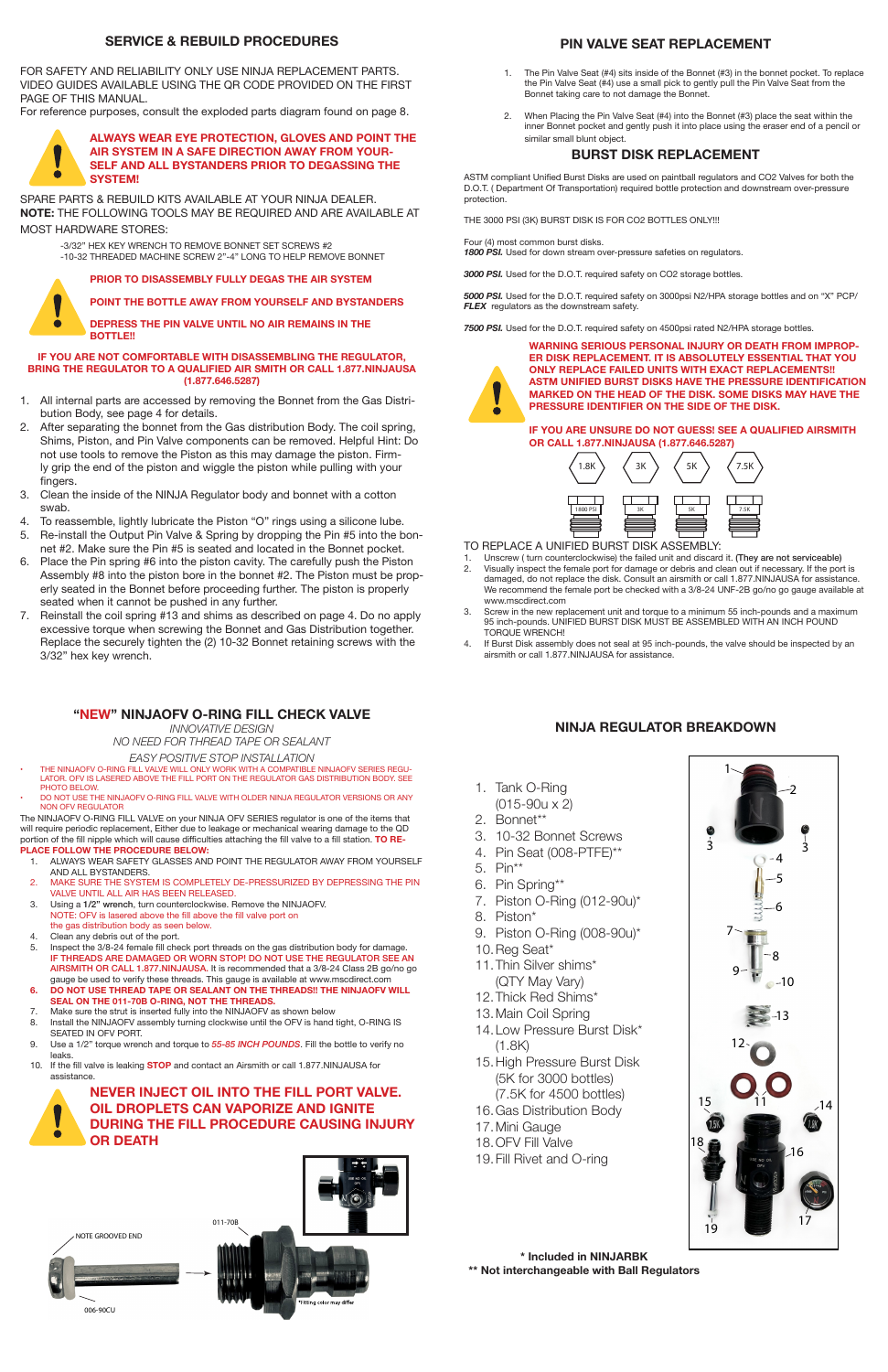## SERVICE & REBUILD PROCEDURES

FOR SAFETY AND RELIABILITY ONLY USE NINJA REPLACEMENT PARTS. VIDEO GUIDES AVAILABLE USING THE QR CODE PROVIDED ON THE FIRST PAGE OF THIS MANUAL.
For reference purposes, consult the exploded parts diagram found on page 8.

**ALWAYS WEAR EYE PROTECTION, GLOVES AND POINT THE AIR SYSTEM IN A SAFE DIRECTION AWAY FROM YOURSELF AND ALL BYSTANDERS PRIOR TO DEGASSING THE SYSTEM!**

SPARE PARTS & REBUILD KITS AVAILABLE AT YOUR NINJA DEALER.
**NOTE:** THE FOLLOWING TOOLS MAY BE REQUIRED AND ARE AVAILABLE AT MOST HARDWARE STORES:

- -3/32" HEX KEY WRENCH TO REMOVE BONNET SET SCREWS #2
- -10-32 THREADED MACHINE SCREW 2"-4" LONG TO HELP REMOVE BONNET

**PRIOR TO DISASSEMBLY FULLY DEGAS THE AIR SYSTEM**

**POINT THE BOTTLE AWAY FROM YOURSELF AND BYSTANDERS**

**DEPRESS THE PIN VALVE UNTIL NO AIR REMAINS IN THE BOTTLE!!**

**IF YOU ARE NOT COMFORTABLE WITH DISASSEMBLING THE REGULATOR, BRING THE REGULATOR TO A QUALIFIED AIR SMITH OR CALL 1.877.NINJAUSA (1.877.646.5287)**

1. All internal parts are accessed by removing the Bonnet from the Gas Distribution Body, see page 4 for details.
2. After separating the bonnet from the Gas distribution Body. The coil spring, Shims, Piston, and Pin Valve components can be removed. Helpful Hint: Do not use tools to remove the Piston as this may damage the piston. Firmly grip the end of the piston and wiggle the piston while pulling with your fingers.
3. Clean the inside of the NINJA Regulator body and bonnet with a cotton swab.
4. To reassemble, lightly lubricate the Piston "O" rings using a silicone lube.
5. Re-install the Output Pin Valve & Spring by dropping the Pin #5 into the bonnet #2. Make sure the Pin #5 is seated and located in the Bonnet pocket.
6. Place the Pin spring #6 into the piston cavity. The carefully push the Piston Assembly #8 into the piston bore in the bonnet #2. The Piston must be properly seated in the Bonnet before proceeding further. The piston is properly seated when it cannot be pushed in any further.
7. Reinstall the coil spring #13 and shims as described on page 4. Do no apply excessive torque when screwing the Bonnet and Gas Distribution together. Replace the securely tighten the (2) 10-32 Bonnet retaining screws with the 3/32" hex key wrench.

## PIN VALVE SEAT REPLACEMENT

1. The Pin Valve Seat (#4) sits inside of the Bonnet (#3) in the bonnet pocket. To replace the Pin Valve Seat (#4) use a small pick to gently pull the Pin Valve Seat from the Bonnet taking care to not damage the Bonnet.
2. When Placing the Pin Valve Seat (#4) into the Bonnet (#3) place the seat within the inner Bonnet pocket and gently push it into place using the eraser end of a pencil or similar small blunt object.

## BURST DISK REPLACEMENT

ASTM compliant Unified Burst Disks are used on paintball regulators and CO2 Valves for both the D.O.T. ( Department Of Transportation) required bottle protection and downstream over-pressure protection.

THE 3000 PSI (3K) BURST DISK IS FOR CO2 BOTTLES ONLY!!!

Four (4) most common burst disks.
***1800 PSI.*** Used for down stream over-pressure safeties on regulators.

***3000 PSI.*** Used for the D.O.T. required safety on CO2 storage bottles.

***5000 PSI.*** Used for the D.O.T. required safety on 3000psi N2/HPA storage bottles and on "X" PCP/ ***FLEX*** regulators as the downstream safety.

***7500 PSI.*** Used for the D.O.T. required safety on 4500psi rated N2/HPA storage bottles.

**WARNING SERIOUS PERSONAL INJURY OR DEATH FROM IMPROPER DISK REPLACEMENT. IT IS ABSOLUTELY ESSENTIAL THAT YOU ONLY REPLACE FAILED UNITS WITH EXACT REPLACEMENTS!! ASTM UNIFIED BURST DISKS HAVE THE PRESSURE IDENTIFICATION MARKED ON THE HEAD OF THE DISK. SOME DISKS MAY HAVE THE PRESSURE IDENTIFIER ON THE SIDE OF THE DISK.**

**IF YOU ARE UNSURE DO NOT GUESS! SEE A QUALIFIED AIRSMITH OR CALL 1.877.NINJAUSA (1.877.646.5287)**

1.8K 3K 5K 7.5K

1800 PSI 3K 5K 7.5K

TO REPLACE A UNIFIED BURST DISK ASSEMBLY:

1. Unscrew ( turn counterclockwise) the failed unit and discard it. **(They are not serviceable)**
2. Visually inspect the female port for damage or debris and clean out if necessary. If the port is damaged, do not replace the disk. Consult an airsmith or call 1.877.NINJAUSA for assistance. We recommend the female port be checked with a 3/8-24 UNF-2B go/no go gauge available at www.mscdirect.com
3. Screw in the new replacement unit and torque to a minimum 55 inch-pounds and a maximum 95 inch-pounds. UNIFIED BURST DISK MUST BE ASSEMBLED WITH AN INCH POUND TORQUE WRENCH!
4. If Burst Disk assembly does not seal at 95 inch-pounds, the valve should be inspected by an airsmith or call 1.877.NINJAUSA for assistance.

## "NEW" NINJAOFV O-RING FILL CHECK VALVE

*INNOVATIVE DESIGN*
*NO NEED FOR THREAD TAPE OR SEALANT*
*EASY POSITIVE STOP INSTALLATION*

- THE NINJAOFV O-RING FILL VALVE WILL ONLY WORK WITH A COMPATIBLE NINJAOFV SERIES REGULATOR. OFV IS LASERED ABOVE THE FILL PORT ON THE REGULATOR GAS DISTRIBUTION BODY. SEE PHOTO BELOW.
- DO NOT USE THE NINJAOFV O-RING FILL VALVE WITH OLDER NINJA REGULATOR VERSIONS OR ANY NON OFV REGULATOR

The NINJAOFV O-RING FILL VALVE on your NINJA OFV SERIES regulator is one of the items that will require periodic replacement, Either due to leakage or mechanical wearing damage to the QD portion of the fill nipple which will cause difficulties attaching the fill valve to a fill station. **TO REPLACE FOLLOW THE PROCEDURE BELOW:**

1. ALWAYS WEAR SAFETY GLASSES AND POINT THE REGULATOR AWAY FROM YOURSELF AND ALL BYSTANDERS.
2. MAKE SURE THE SYSTEM IS COMPLETELY DE-PRESSURIZED BY DEPRESSING THE PIN VALVE UNTIL ALL AIR HAS BEEN RELEASED.
3. Using a **1/2" wrench**, turn counterclockwise. Remove the NINJAOFV.
   NOTE: OFV is lasered above the fill above the fill valve port on the gas distribution body as seen below.
4. Clean any debris out of the port.
5. Inspect the 3/8-24 female fill check port threads on the gas distribution body for damage. IF THREADS ARE DAMAGED OR WORN STOP! DO NOT USE THE REGULATOR SEE AN AIRSMITH OR CALL 1.877.NINJAUSA. It is recommended that a 3/8-24 Class 2B go/no go gauge be used to verify these threads. This gauge is available at www.mscdirect.com
6. **DO NOT USE THREAD TAPE OR SEALANT ON THE THREADS!! THE NINJAOFV WILL SEAL ON THE 011-70B O-RING, NOT THE THREADS.**
7. Make sure the strut is inserted fully into the NINJAOFV as shown below
8. Install the NINJAOFV assembly turning clockwise until the OFV is hand tight, O-RING IS SEATED IN OFV PORT.
9. Use a 1/2" torque wrench and torque to ***55-85 INCH POUNDS***. Fill the bottle to verify no leaks.
10. If the fill valve is leaking **STOP** and contact an Airsmith or call 1.877.NINJAUSA for assistance.

**NEVER INJECT OIL INTO THE FILL PORT VALVE. OIL DROPLETS CAN VAPORIZE AND IGNITE DURING THE FILL PROCEDURE CAUSING INJURY OR DEATH**

NOTE GROOVED END

006-90CU

011-70B

*Fitting color may differ

## NINJA REGULATOR BREAKDOWN

1. Tank O-Ring (015-90u x 2)
2. Bonnet**
3. 10-32 Bonnet Screws
4. Pin Seat (008-PTFE)**
5. Pin**
6. Pin Spring**
7. Piston O-Ring (012-90u)*
8. Piston*
9. Piston O-Ring (008-90u)*
10. Reg Seat*
11. Thin Silver shims* (QTY May Vary)
12. Thick Red Shims*
13. Main Coil Spring
14. Low Pressure Burst Disk* (1.8K)
15. High Pressure Burst Disk (5K for 3000 bottles) (7.5K for 4500 bottles)
16. Gas Distribution Body
17. Mini Gauge
18. OFV Fill Valve
19. Fill Rivet and O-ring

**\* Included in NINJARBK**
**\*\* Not interchangeable with Ball Regulators**